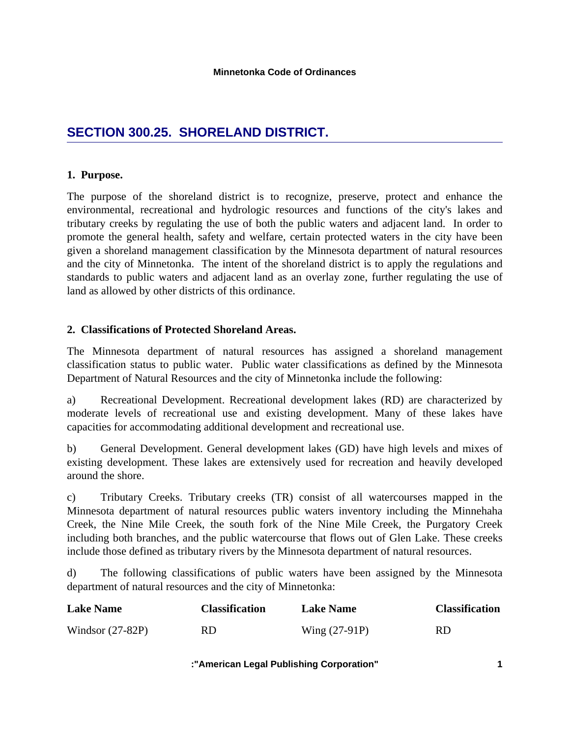# SECTION 300.25. SHORELAND DISTRICT.

**1. Purpose.**

The purpose of the shoreland district is to recognize, preserve, protect and enhance the environmental, recreational and hydrologic resources and functions of the city's lakes and tributary creeks by regulating the use of both the public waters and adjacent land. In order to promote the general health, safety and welfare, certain protected waters in the city have been given a shoreland management classification by the Minnesota department of natural resources and the city of Minnetonka. The intent of the shoreland district is to apply the regulations and standards to public waters and adjacent land as an overlay zone, further regulating the use of land as allowed by other districts of this ordinance.

**2. Classifications of Protected Shoreland Areas.**

The Minnesota department of natural resources has assigned a shoreland management classification status to public water. Public water classifications as defined by the Minnesota Department of Natural Resources and the city of Minnetonka include the following:

a) Recreational Development. Recreational development lakes (RD) are characterized by moderate levels of recreational use and existing development. Many of these lakes have capacities for accommodating additional development and recreational use.

b) General Development. General development lakes (GD) have high levels and mixes of existing development. These lakes are extensively used for recreation and heavily developed around the shore.

c) Tributary Creeks. Tributary creeks (TR) consist of all watercourses mapped in the Minnesota department of natural resources public waters inventory including the Minnehaha Creek, the Nine Mile Creek, the south fork of the Nine Mile Creek, the Purgatory Creek including both branches, and the public watercourse that flows out of Glen Lake. These creeks include those defined as tributary rivers by the Minnesota department of natural resources.

d) The following classifications of public waters have been assigned by the Minnesota department of natural resources and the city of Minnetonka:

| Lake Name | Classification | Lake Name | Classification |
|---|---|---|---|
| Windsor (27-82P) | RD | Wing (27-91P) | RD |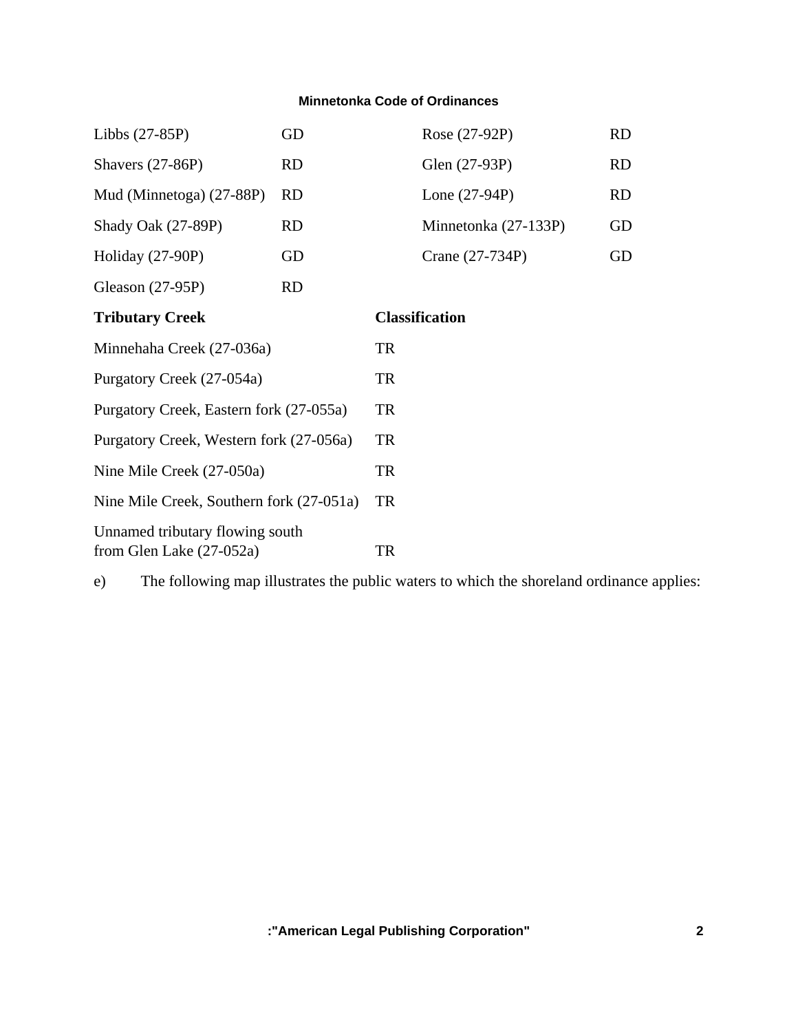| | | | |
|---|---|---|---|
| Libbs (27-85P) | GD | Rose (27-92P) | RD |
| Shavers (27-86P) | RD | Glen (27-93P) | RD |
| Mud (Minnetoga) (27-88P) | RD | Lone (27-94P) | RD |
| Shady Oak (27-89P) | RD | Minnetonka (27-133P) | GD |
| Holiday (27-90P) | GD | Crane (27-734P) | GD |
| Gleason (27-95P) | RD | | |

| **Tributary Creek** | **Classification** |
|---|---|
| Minnehaha Creek (27-036a) | TR |
| Purgatory Creek (27-054a) | TR |
| Purgatory Creek, Eastern fork (27-055a) | TR |
| Purgatory Creek, Western fork (27-056a) | TR |
| Nine Mile Creek (27-050a) | TR |
| Nine Mile Creek, Southern fork (27-051a) | TR |
| Unnamed tributary flowing south from Glen Lake (27-052a) | TR |

e) The following map illustrates the public waters to which the shoreland ordinance applies: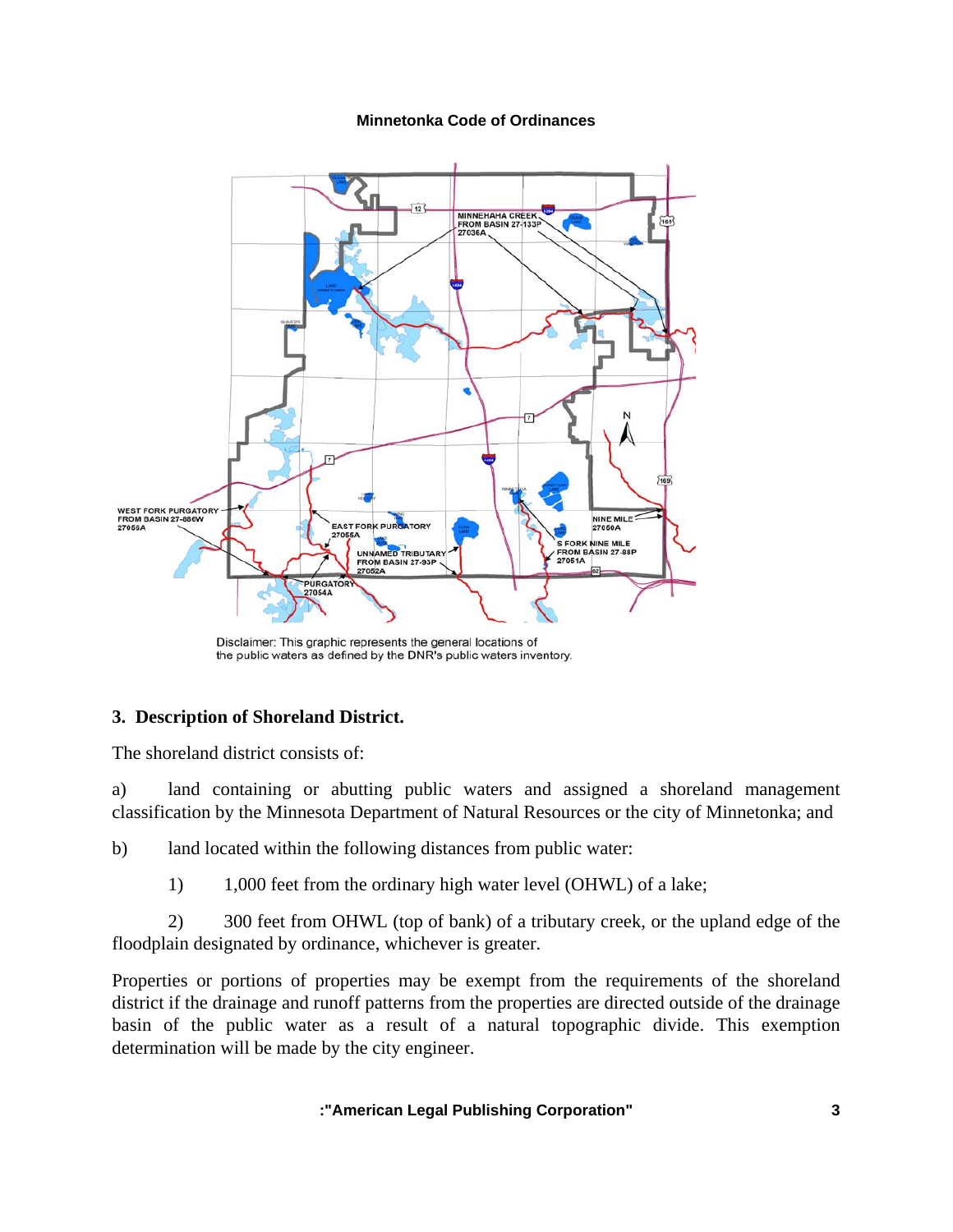Disclaimer: This graphic represents the general locations of the public waters as defined by the DNR's public waters inventory.

### 3. Description of Shoreland District.

The shoreland district consists of:

a) land containing or abutting public waters and assigned a shoreland management classification by the Minnesota Department of Natural Resources or the city of Minnetonka; and

b) land located within the following distances from public water:

1) 1,000 feet from the ordinary high water level (OHWL) of a lake;

2) 300 feet from OHWL (top of bank) of a tributary creek, or the upland edge of the floodplain designated by ordinance, whichever is greater.

Properties or portions of properties may be exempt from the requirements of the shoreland district if the drainage and runoff patterns from the properties are directed outside of the drainage basin of the public water as a result of a natural topographic divide. This exemption determination will be made by the city engineer.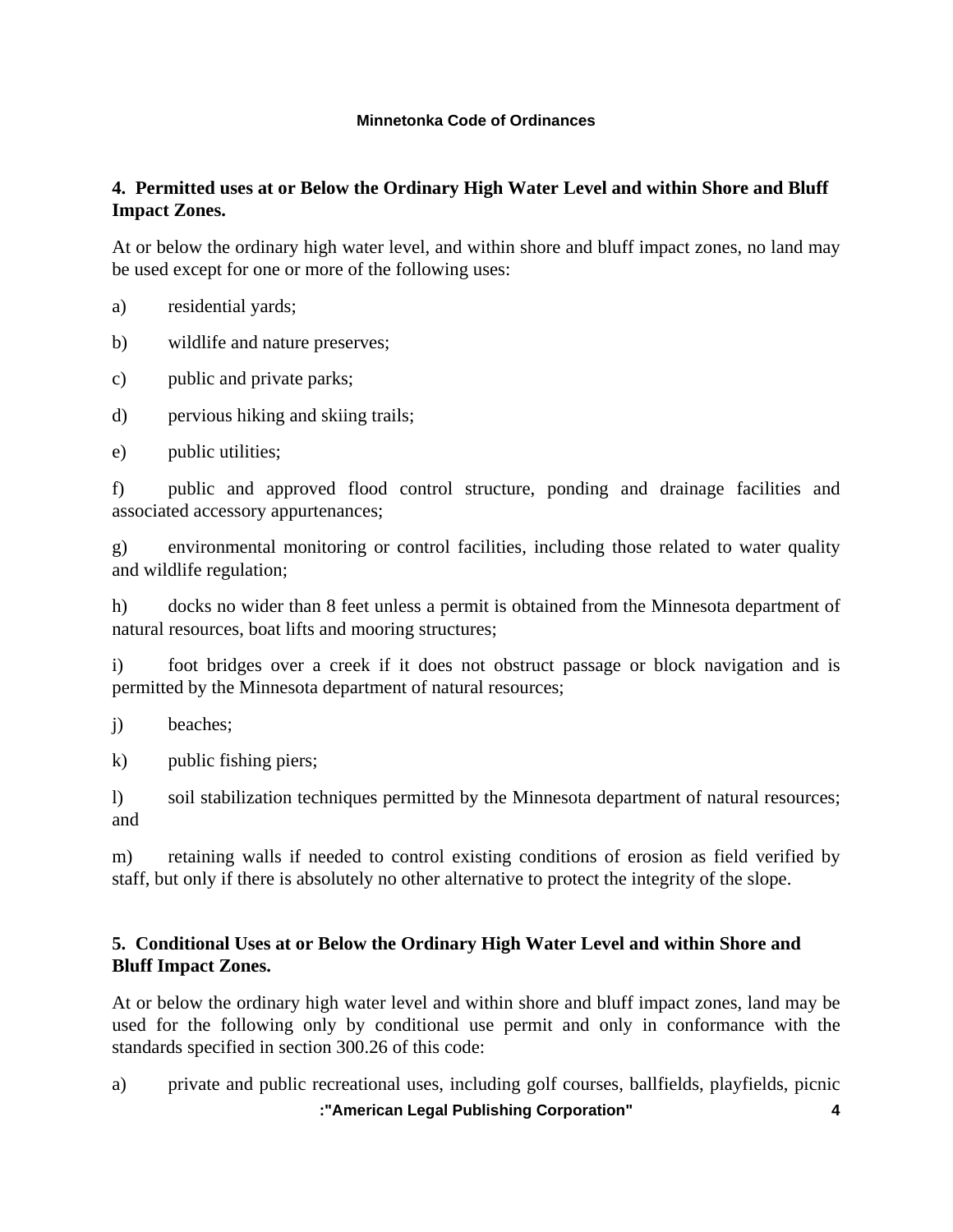**4. Permitted uses at or Below the Ordinary High Water Level and within Shore and Bluff Impact Zones.**

At or below the ordinary high water level, and within shore and bluff impact zones, no land may be used except for one or more of the following uses:

a) residential yards;

b) wildlife and nature preserves;

c) public and private parks;

d) pervious hiking and skiing trails;

e) public utilities;

f) public and approved flood control structure, ponding and drainage facilities and associated accessory appurtenances;

g) environmental monitoring or control facilities, including those related to water quality and wildlife regulation;

h) docks no wider than 8 feet unless a permit is obtained from the Minnesota department of natural resources, boat lifts and mooring structures;

i) foot bridges over a creek if it does not obstruct passage or block navigation and is permitted by the Minnesota department of natural resources;

j) beaches;

k) public fishing piers;

l) soil stabilization techniques permitted by the Minnesota department of natural resources; and

m) retaining walls if needed to control existing conditions of erosion as field verified by staff, but only if there is absolutely no other alternative to protect the integrity of the slope.

**5. Conditional Uses at or Below the Ordinary High Water Level and within Shore and Bluff Impact Zones.**

At or below the ordinary high water level and within shore and bluff impact zones, land may be used for the following only by conditional use permit and only in conformance with the standards specified in section 300.26 of this code:

a) private and public recreational uses, including golf courses, ballfields, playfields, picnic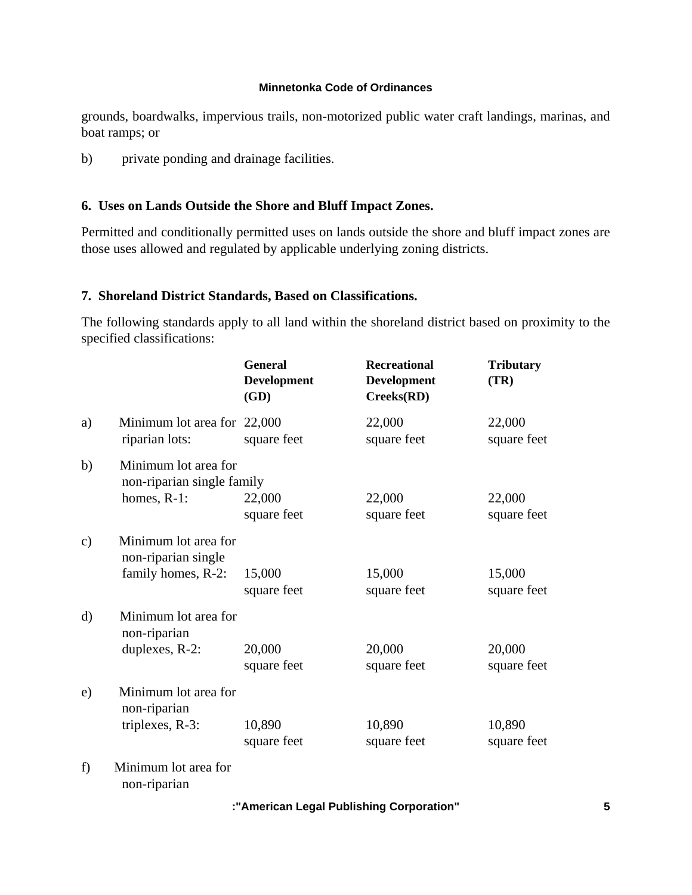grounds, boardwalks, impervious trails, non-motorized public water craft landings, marinas, and boat ramps; or

b) private ponding and drainage facilities.

### 6. Uses on Lands Outside the Shore and Bluff Impact Zones.

Permitted and conditionally permitted uses on lands outside the shore and bluff impact zones are those uses allowed and regulated by applicable underlying zoning districts.

### 7. Shoreland District Standards, Based on Classifications.

The following standards apply to all land within the shoreland district based on proximity to the specified classifications:

| | | General Development (GD) | Recreational Development Creeks(RD) | Tributary (TR) |
|---|---|---|---|---|
| a) | Minimum lot area for riparian lots: | 22,000 square feet | 22,000 square feet | 22,000 square feet |
| b) | Minimum lot area for non-riparian single family homes, R-1: | 22,000 square feet | 22,000 square feet | 22,000 square feet |
| c) | Minimum lot area for non-riparian single family homes, R-2: | 15,000 square feet | 15,000 square feet | 15,000 square feet |
| d) | Minimum lot area for non-riparian duplexes, R-2: | 20,000 square feet | 20,000 square feet | 20,000 square feet |
| e) | Minimum lot area for non-riparian triplexes, R-3: | 10,890 square feet | 10,890 square feet | 10,890 square feet |
| f) | Minimum lot area for non-riparian | | | |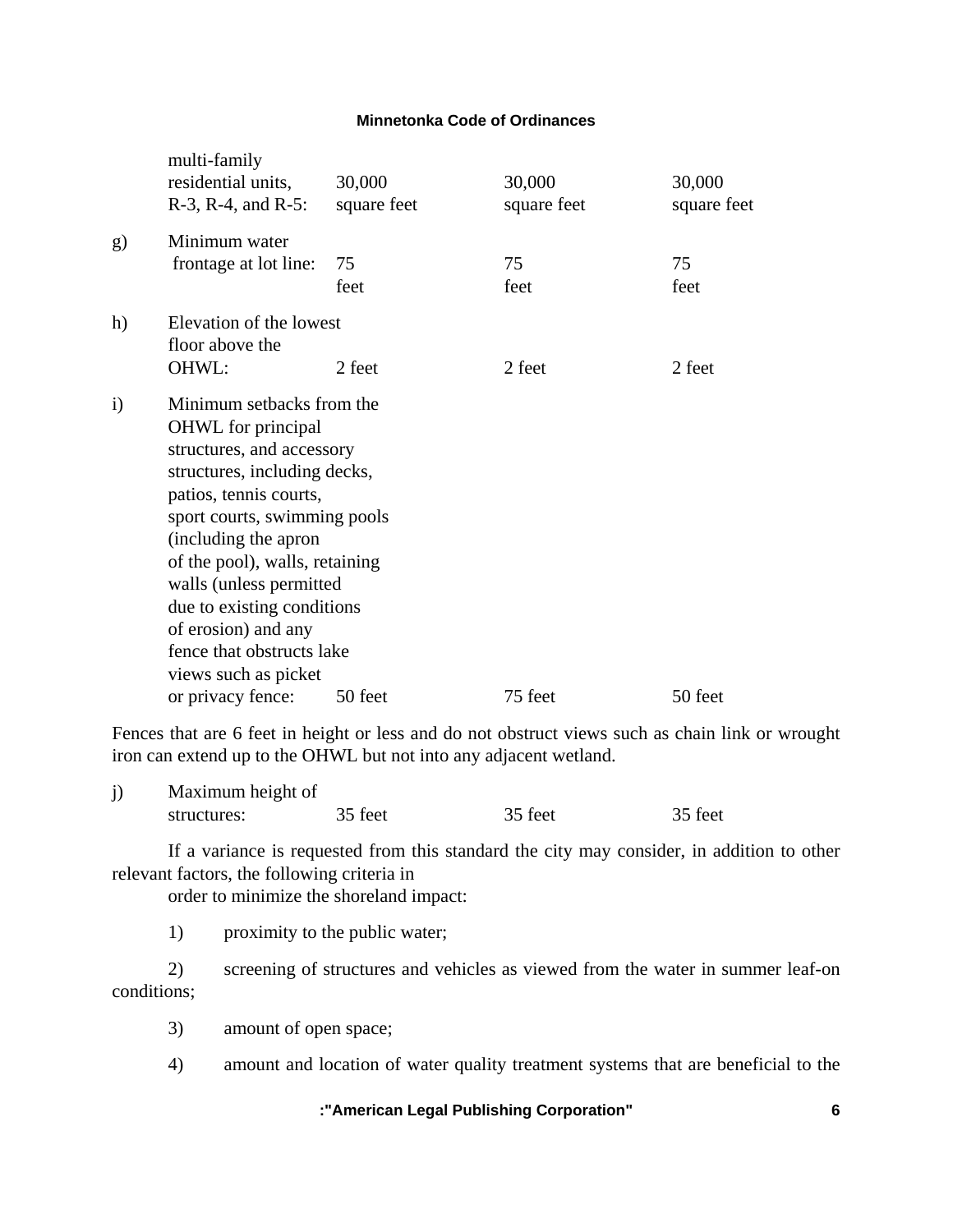| | | | | |
|---|---|---|---|---|
| | multi-family residential units, R-3, R-4, and R-5: | 30,000 square feet | 30,000 square feet | 30,000 square feet |
| g) | Minimum water frontage at lot line: | 75 feet | 75 feet | 75 feet |
| h) | Elevation of the lowest floor above the OHWL: | 2 feet | 2 feet | 2 feet |
| i) | Minimum setbacks from the OHWL for principal structures, and accessory structures, including decks, patios, tennis courts, sport courts, swimming pools (including the apron of the pool), walls, retaining walls (unless permitted due to existing conditions of erosion) and any fence that obstructs lake views such as picket or privacy fence: | 50 feet | 75 feet | 50 feet |

Fences that are 6 feet in height or less and do not obstruct views such as chain link or wrought iron can extend up to the OHWL but not into any adjacent wetland.

| | | | | |
|---|---|---|---|---|
| j) | Maximum height of structures: | 35 feet | 35 feet | 35 feet |

If a variance is requested from this standard the city may consider, in addition to other relevant factors, the following criteria in order to minimize the shoreland impact:

1) proximity to the public water;

2) screening of structures and vehicles as viewed from the water in summer leaf-on conditions;

3) amount of open space;

4) amount and location of water quality treatment systems that are beneficial to the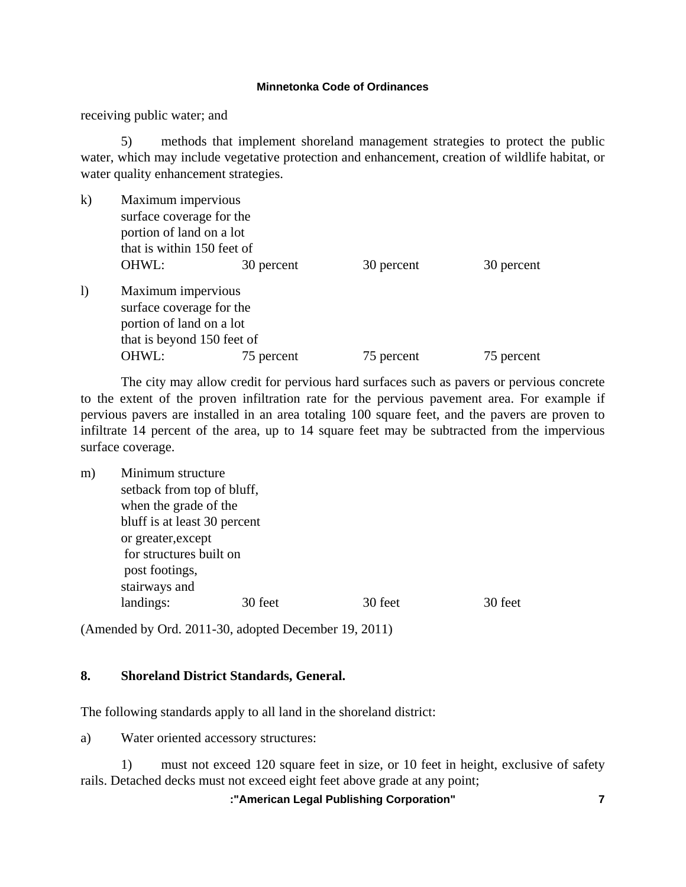receiving public water; and

5) methods that implement shoreland management strategies to protect the public water, which may include vegetative protection and enhancement, creation of wildlife habitat, or water quality enhancement strategies.

| | | | | |
|---|---|---|---|---|
| k) | Maximum impervious surface coverage for the portion of land on a lot that is within 150 feet of OHWL: | 30 percent | 30 percent | 30 percent |
| l) | Maximum impervious surface coverage for the portion of land on a lot that is beyond 150 feet of OHWL: | 75 percent | 75 percent | 75 percent |

The city may allow credit for pervious hard surfaces such as pavers or pervious concrete to the extent of the proven infiltration rate for the pervious pavement area. For example if pervious pavers are installed in an area totaling 100 square feet, and the pavers are proven to infiltrate 14 percent of the area, up to 14 square feet may be subtracted from the impervious surface coverage.

| | | | | |
|---|---|---|---|---|
| m) | Minimum structure setback from top of bluff, when the grade of the bluff is at least 30 percent or greater,except for structures built on post footings, stairways and landings: | 30 feet | 30 feet | 30 feet |

(Amended by Ord. 2011-30, adopted December 19, 2011)

## 8. Shoreland District Standards, General.

The following standards apply to all land in the shoreland district:

a) Water oriented accessory structures:

1) must not exceed 120 square feet in size, or 10 feet in height, exclusive of safety rails. Detached decks must not exceed eight feet above grade at any point;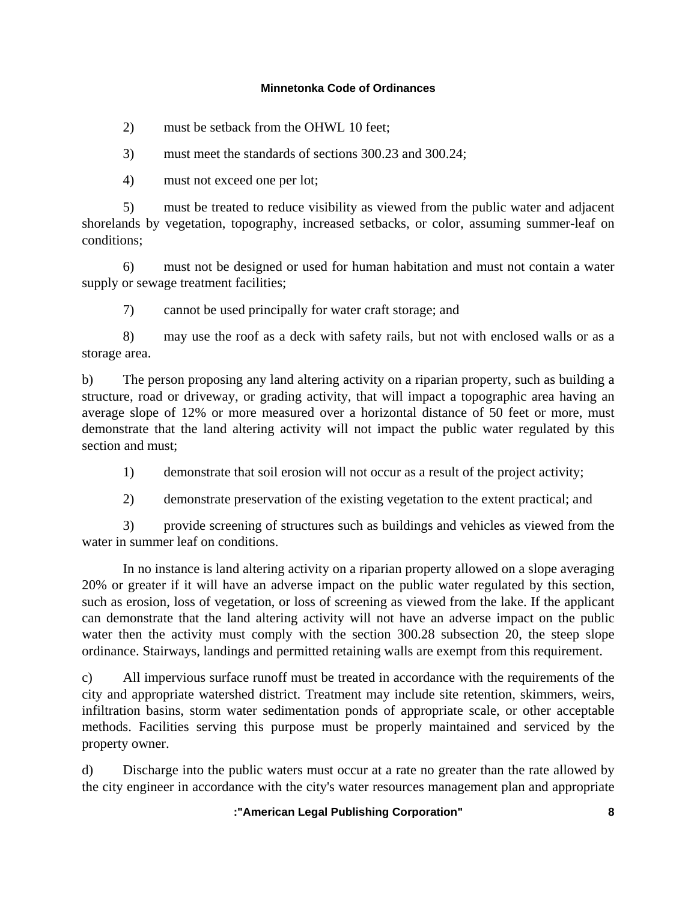2) must be setback from the OHWL 10 feet;

3) must meet the standards of sections 300.23 and 300.24;

4) must not exceed one per lot;

5) must be treated to reduce visibility as viewed from the public water and adjacent shorelands by vegetation, topography, increased setbacks, or color, assuming summer-leaf on conditions;

6) must not be designed or used for human habitation and must not contain a water supply or sewage treatment facilities;

7) cannot be used principally for water craft storage; and

8) may use the roof as a deck with safety rails, but not with enclosed walls or as a storage area.

b) The person proposing any land altering activity on a riparian property, such as building a structure, road or driveway, or grading activity, that will impact a topographic area having an average slope of 12% or more measured over a horizontal distance of 50 feet or more, must demonstrate that the land altering activity will not impact the public water regulated by this section and must;

1) demonstrate that soil erosion will not occur as a result of the project activity;

2) demonstrate preservation of the existing vegetation to the extent practical; and

3) provide screening of structures such as buildings and vehicles as viewed from the water in summer leaf on conditions.

In no instance is land altering activity on a riparian property allowed on a slope averaging 20% or greater if it will have an adverse impact on the public water regulated by this section, such as erosion, loss of vegetation, or loss of screening as viewed from the lake. If the applicant can demonstrate that the land altering activity will not have an adverse impact on the public water then the activity must comply with the section 300.28 subsection 20, the steep slope ordinance. Stairways, landings and permitted retaining walls are exempt from this requirement.

c) All impervious surface runoff must be treated in accordance with the requirements of the city and appropriate watershed district. Treatment may include site retention, skimmers, weirs, infiltration basins, storm water sedimentation ponds of appropriate scale, or other acceptable methods. Facilities serving this purpose must be properly maintained and serviced by the property owner.

d) Discharge into the public waters must occur at a rate no greater than the rate allowed by the city engineer in accordance with the city's water resources management plan and appropriate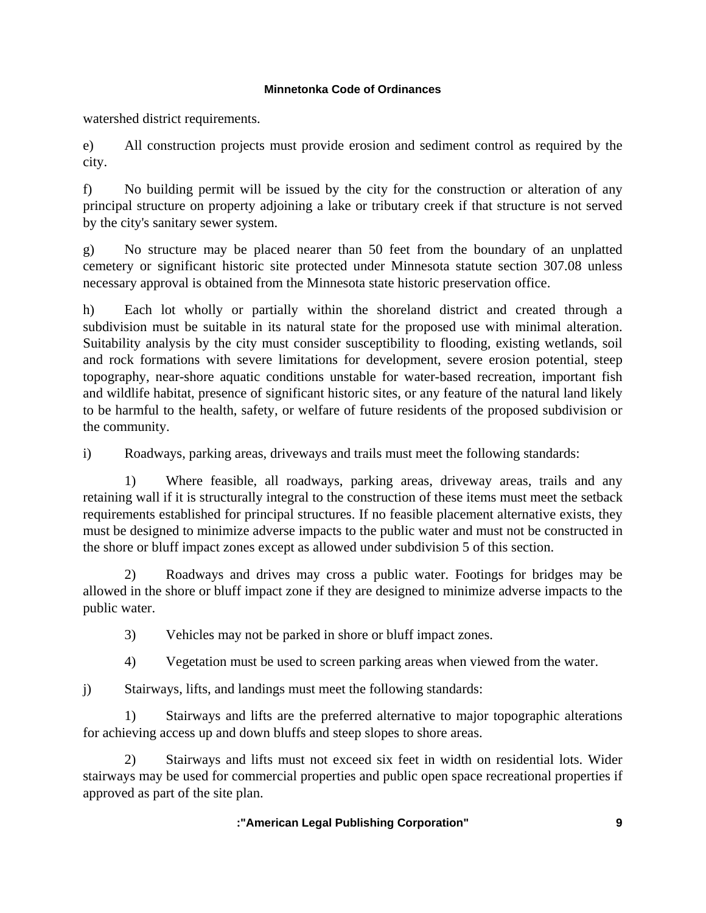watershed district requirements.

e) All construction projects must provide erosion and sediment control as required by the city.

f) No building permit will be issued by the city for the construction or alteration of any principal structure on property adjoining a lake or tributary creek if that structure is not served by the city's sanitary sewer system.

g) No structure may be placed nearer than 50 feet from the boundary of an unplatted cemetery or significant historic site protected under Minnesota statute section 307.08 unless necessary approval is obtained from the Minnesota state historic preservation office.

h) Each lot wholly or partially within the shoreland district and created through a subdivision must be suitable in its natural state for the proposed use with minimal alteration. Suitability analysis by the city must consider susceptibility to flooding, existing wetlands, soil and rock formations with severe limitations for development, severe erosion potential, steep topography, near-shore aquatic conditions unstable for water-based recreation, important fish and wildlife habitat, presence of significant historic sites, or any feature of the natural land likely to be harmful to the health, safety, or welfare of future residents of the proposed subdivision or the community.

i) Roadways, parking areas, driveways and trails must meet the following standards:

1) Where feasible, all roadways, parking areas, driveway areas, trails and any retaining wall if it is structurally integral to the construction of these items must meet the setback requirements established for principal structures. If no feasible placement alternative exists, they must be designed to minimize adverse impacts to the public water and must not be constructed in the shore or bluff impact zones except as allowed under subdivision 5 of this section.

2) Roadways and drives may cross a public water. Footings for bridges may be allowed in the shore or bluff impact zone if they are designed to minimize adverse impacts to the public water.

3) Vehicles may not be parked in shore or bluff impact zones.

4) Vegetation must be used to screen parking areas when viewed from the water.

j) Stairways, lifts, and landings must meet the following standards:

1) Stairways and lifts are the preferred alternative to major topographic alterations for achieving access up and down bluffs and steep slopes to shore areas.

2) Stairways and lifts must not exceed six feet in width on residential lots. Wider stairways may be used for commercial properties and public open space recreational properties if approved as part of the site plan.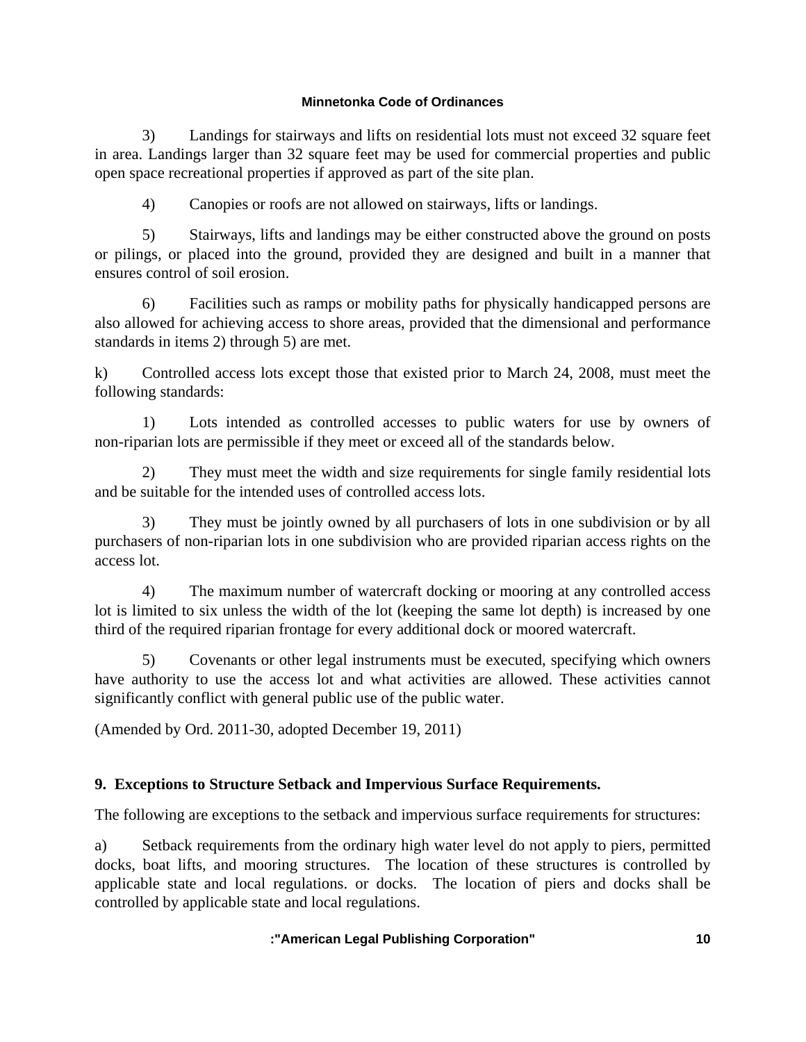3) Landings for stairways and lifts on residential lots must not exceed 32 square feet in area. Landings larger than 32 square feet may be used for commercial properties and public open space recreational properties if approved as part of the site plan.

4) Canopies or roofs are not allowed on stairways, lifts or landings.

5) Stairways, lifts and landings may be either constructed above the ground on posts or pilings, or placed into the ground, provided they are designed and built in a manner that ensures control of soil erosion.

6) Facilities such as ramps or mobility paths for physically handicapped persons are also allowed for achieving access to shore areas, provided that the dimensional and performance standards in items 2) through 5) are met.

k) Controlled access lots except those that existed prior to March 24, 2008, must meet the following standards:

1) Lots intended as controlled accesses to public waters for use by owners of non-riparian lots are permissible if they meet or exceed all of the standards below.

2) They must meet the width and size requirements for single family residential lots and be suitable for the intended uses of controlled access lots.

3) They must be jointly owned by all purchasers of lots in one subdivision or by all purchasers of non-riparian lots in one subdivision who are provided riparian access rights on the access lot.

4) The maximum number of watercraft docking or mooring at any controlled access lot is limited to six unless the width of the lot (keeping the same lot depth) is increased by one third of the required riparian frontage for every additional dock or moored watercraft.

5) Covenants or other legal instruments must be executed, specifying which owners have authority to use the access lot and what activities are allowed. These activities cannot significantly conflict with general public use of the public water.

(Amended by Ord. 2011-30, adopted December 19, 2011)

**9. Exceptions to Structure Setback and Impervious Surface Requirements.**

The following are exceptions to the setback and impervious surface requirements for structures:

a) Setback requirements from the ordinary high water level do not apply to piers, permitted docks, boat lifts, and mooring structures. The location of these structures is controlled by applicable state and local regulations. or docks. The location of piers and docks shall be controlled by applicable state and local regulations.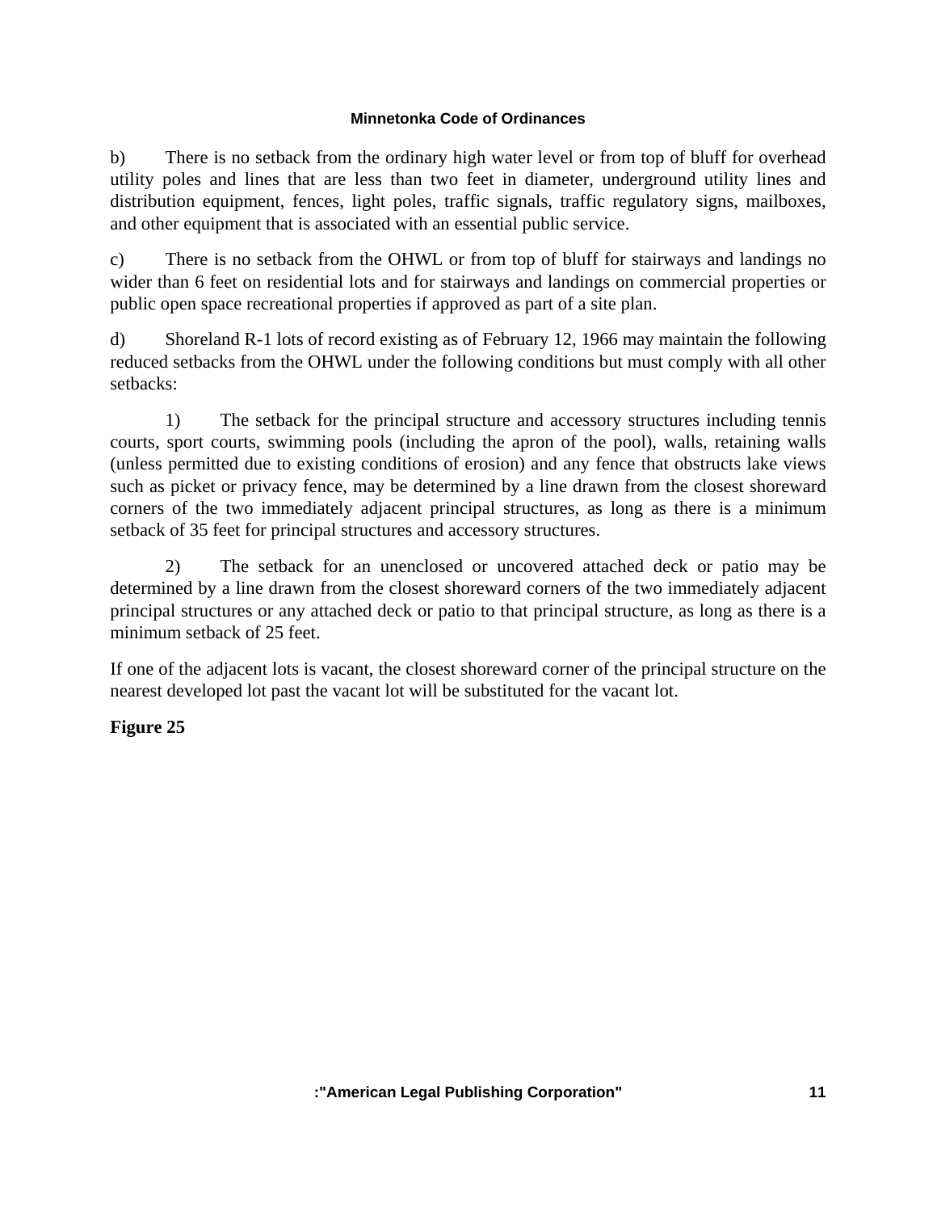b) There is no setback from the ordinary high water level or from top of bluff for overhead utility poles and lines that are less than two feet in diameter, underground utility lines and distribution equipment, fences, light poles, traffic signals, traffic regulatory signs, mailboxes, and other equipment that is associated with an essential public service.

c) There is no setback from the OHWL or from top of bluff for stairways and landings no wider than 6 feet on residential lots and for stairways and landings on commercial properties or public open space recreational properties if approved as part of a site plan.

d) Shoreland R-1 lots of record existing as of February 12, 1966 may maintain the following reduced setbacks from the OHWL under the following conditions but must comply with all other setbacks:

1) The setback for the principal structure and accessory structures including tennis courts, sport courts, swimming pools (including the apron of the pool), walls, retaining walls (unless permitted due to existing conditions of erosion) and any fence that obstructs lake views such as picket or privacy fence, may be determined by a line drawn from the closest shoreward corners of the two immediately adjacent principal structures, as long as there is a minimum setback of 35 feet for principal structures and accessory structures.

2) The setback for an unenclosed or uncovered attached deck or patio may be determined by a line drawn from the closest shoreward corners of the two immediately adjacent principal structures or any attached deck or patio to that principal structure, as long as there is a minimum setback of 25 feet.

If one of the adjacent lots is vacant, the closest shoreward corner of the principal structure on the nearest developed lot past the vacant lot will be substituted for the vacant lot.

**Figure 25**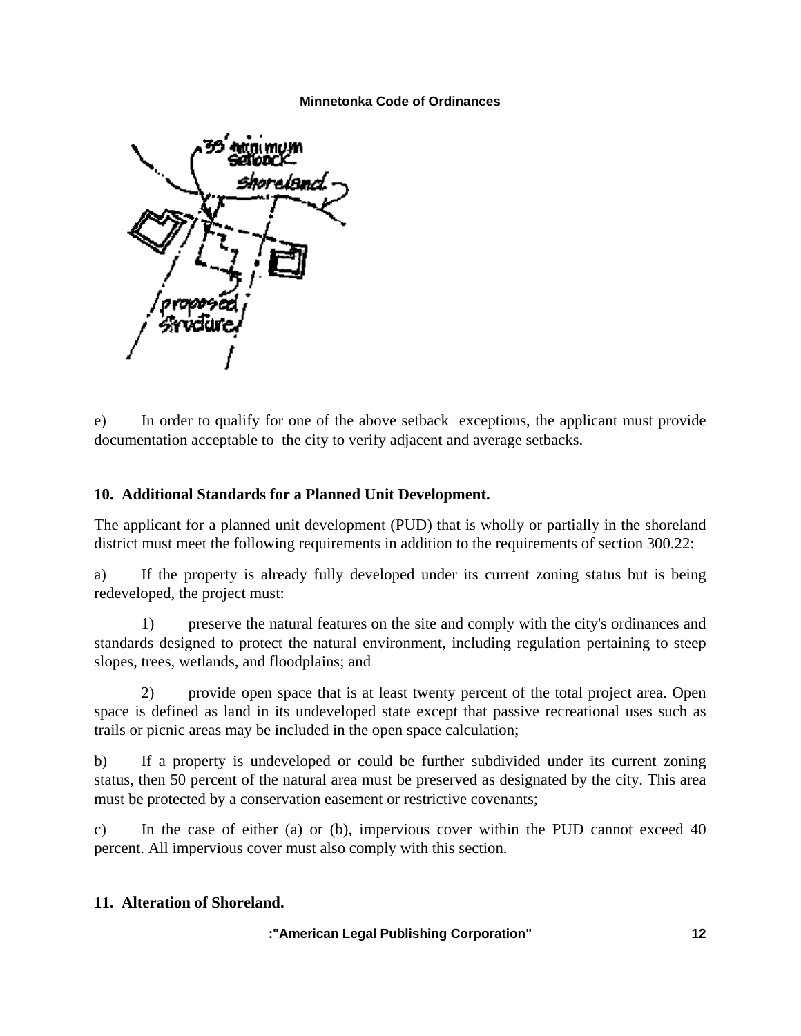e) In order to qualify for one of the above setback exceptions, the applicant must provide documentation acceptable to the city to verify adjacent and average setbacks.

### 10. Additional Standards for a Planned Unit Development.

The applicant for a planned unit development (PUD) that is wholly or partially in the shoreland district must meet the following requirements in addition to the requirements of section 300.22:

a) If the property is already fully developed under its current zoning status but is being redeveloped, the project must:

1) preserve the natural features on the site and comply with the city's ordinances and standards designed to protect the natural environment, including regulation pertaining to steep slopes, trees, wetlands, and floodplains; and

2) provide open space that is at least twenty percent of the total project area. Open space is defined as land in its undeveloped state except that passive recreational uses such as trails or picnic areas may be included in the open space calculation;

b) If a property is undeveloped or could be further subdivided under its current zoning status, then 50 percent of the natural area must be preserved as designated by the city. This area must be protected by a conservation easement or restrictive covenants;

c) In the case of either (a) or (b), impervious cover within the PUD cannot exceed 40 percent. All impervious cover must also comply with this section.

### 11. Alteration of Shoreland.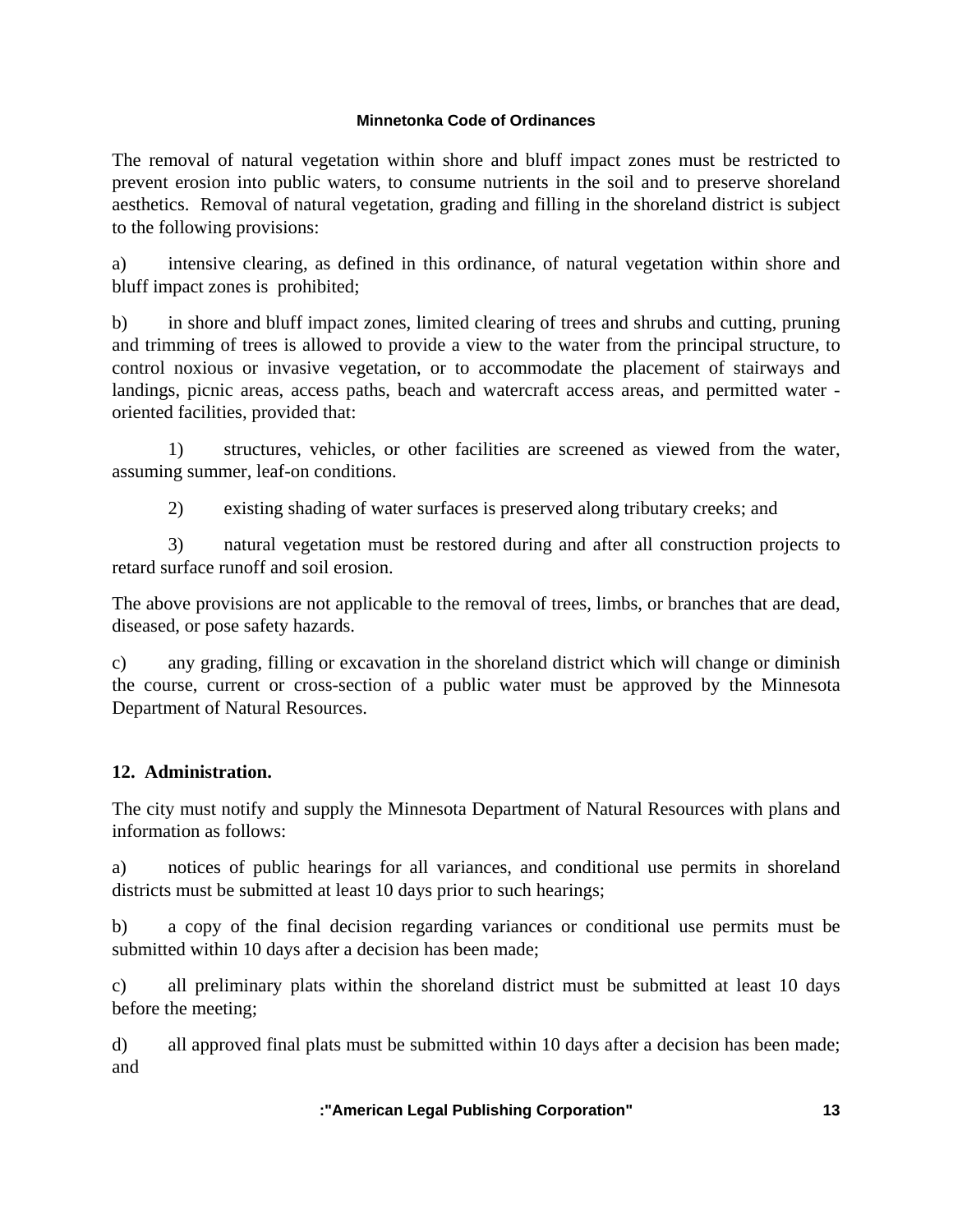The removal of natural vegetation within shore and bluff impact zones must be restricted to prevent erosion into public waters, to consume nutrients in the soil and to preserve shoreland aesthetics. Removal of natural vegetation, grading and filling in the shoreland district is subject to the following provisions:

a) intensive clearing, as defined in this ordinance, of natural vegetation within shore and bluff impact zones is prohibited;

b) in shore and bluff impact zones, limited clearing of trees and shrubs and cutting, pruning and trimming of trees is allowed to provide a view to the water from the principal structure, to control noxious or invasive vegetation, or to accommodate the placement of stairways and landings, picnic areas, access paths, beach and watercraft access areas, and permitted water - oriented facilities, provided that:

1) structures, vehicles, or other facilities are screened as viewed from the water, assuming summer, leaf-on conditions.

2) existing shading of water surfaces is preserved along tributary creeks; and

3) natural vegetation must be restored during and after all construction projects to retard surface runoff and soil erosion.

The above provisions are not applicable to the removal of trees, limbs, or branches that are dead, diseased, or pose safety hazards.

c) any grading, filling or excavation in the shoreland district which will change or diminish the course, current or cross-section of a public water must be approved by the Minnesota Department of Natural Resources.

**12. Administration.**

The city must notify and supply the Minnesota Department of Natural Resources with plans and information as follows:

a) notices of public hearings for all variances, and conditional use permits in shoreland districts must be submitted at least 10 days prior to such hearings;

b) a copy of the final decision regarding variances or conditional use permits must be submitted within 10 days after a decision has been made;

c) all preliminary plats within the shoreland district must be submitted at least 10 days before the meeting;

d) all approved final plats must be submitted within 10 days after a decision has been made; and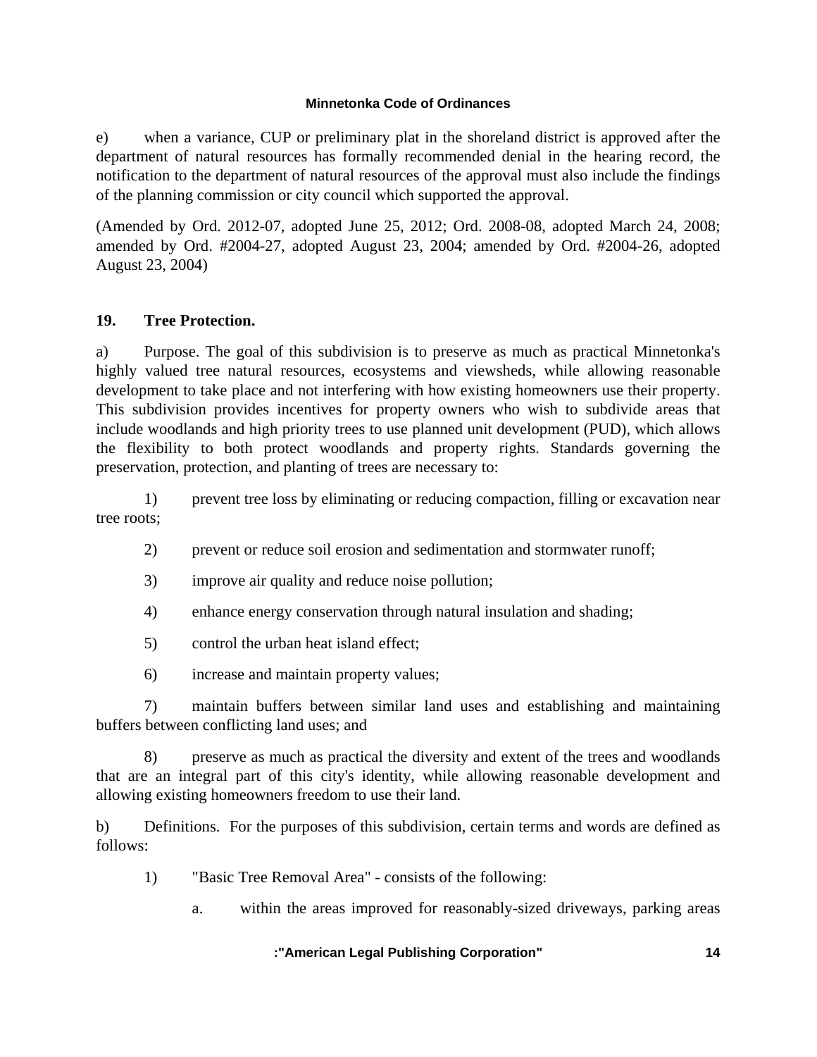e) when a variance, CUP or preliminary plat in the shoreland district is approved after the department of natural resources has formally recommended denial in the hearing record, the notification to the department of natural resources of the approval must also include the findings of the planning commission or city council which supported the approval.

(Amended by Ord. 2012-07, adopted June 25, 2012; Ord. 2008-08, adopted March 24, 2008; amended by Ord. #2004-27, adopted August 23, 2004; amended by Ord. #2004-26, adopted August 23, 2004)

**19. Tree Protection.**

a) Purpose. The goal of this subdivision is to preserve as much as practical Minnetonka's highly valued tree natural resources, ecosystems and viewsheds, while allowing reasonable development to take place and not interfering with how existing homeowners use their property. This subdivision provides incentives for property owners who wish to subdivide areas that include woodlands and high priority trees to use planned unit development (PUD), which allows the flexibility to both protect woodlands and property rights. Standards governing the preservation, protection, and planting of trees are necessary to:

1) prevent tree loss by eliminating or reducing compaction, filling or excavation near tree roots;

2) prevent or reduce soil erosion and sedimentation and stormwater runoff;

3) improve air quality and reduce noise pollution;

4) enhance energy conservation through natural insulation and shading;

5) control the urban heat island effect;

6) increase and maintain property values;

7) maintain buffers between similar land uses and establishing and maintaining buffers between conflicting land uses; and

8) preserve as much as practical the diversity and extent of the trees and woodlands that are an integral part of this city's identity, while allowing reasonable development and allowing existing homeowners freedom to use their land.

b) Definitions. For the purposes of this subdivision, certain terms and words are defined as follows:

1) "Basic Tree Removal Area" - consists of the following:

a. within the areas improved for reasonably-sized driveways, parking areas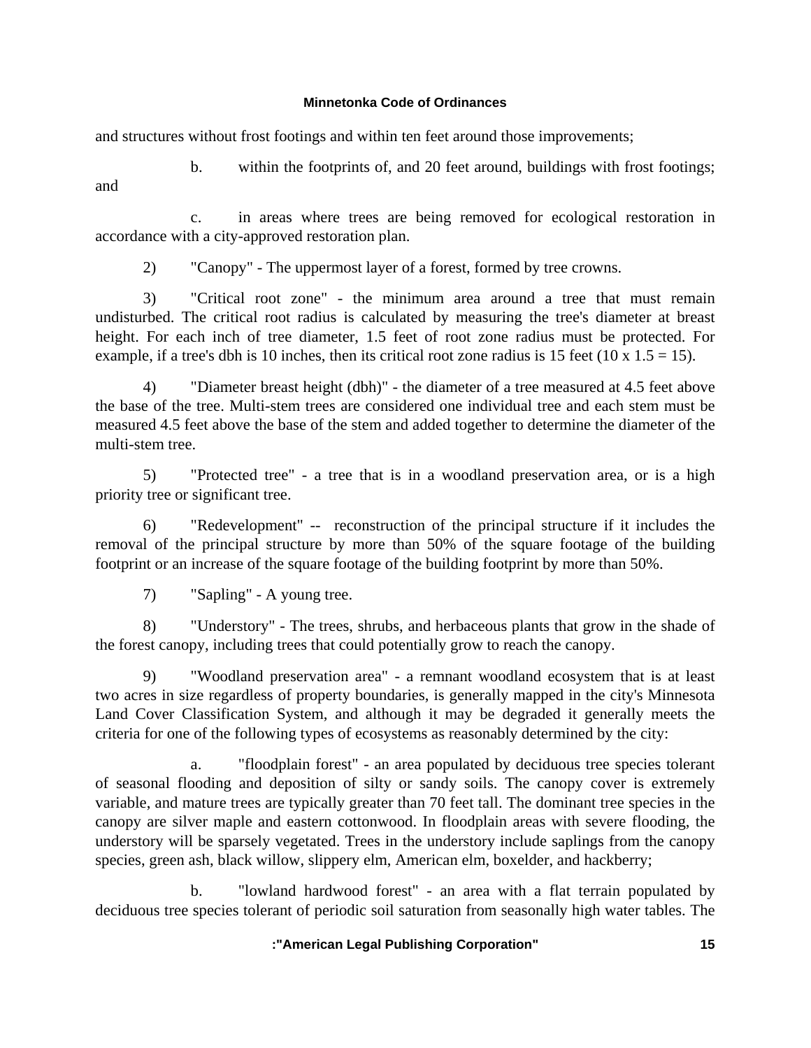and structures without frost footings and within ten feet around those improvements;

b. within the footprints of, and 20 feet around, buildings with frost footings; and

c. in areas where trees are being removed for ecological restoration in accordance with a city-approved restoration plan.

2) "Canopy" - The uppermost layer of a forest, formed by tree crowns.

3) "Critical root zone" - the minimum area around a tree that must remain undisturbed. The critical root radius is calculated by measuring the tree's diameter at breast height. For each inch of tree diameter, 1.5 feet of root zone radius must be protected. For example, if a tree's dbh is 10 inches, then its critical root zone radius is 15 feet (10 x 1.5 = 15).

4) "Diameter breast height (dbh)" - the diameter of a tree measured at 4.5 feet above the base of the tree. Multi-stem trees are considered one individual tree and each stem must be measured 4.5 feet above the base of the stem and added together to determine the diameter of the multi-stem tree.

5) "Protected tree" - a tree that is in a woodland preservation area, or is a high priority tree or significant tree.

6) "Redevelopment" -- reconstruction of the principal structure if it includes the removal of the principal structure by more than 50% of the square footage of the building footprint or an increase of the square footage of the building footprint by more than 50%.

7) "Sapling" - A young tree.

8) "Understory" - The trees, shrubs, and herbaceous plants that grow in the shade of the forest canopy, including trees that could potentially grow to reach the canopy.

9) "Woodland preservation area" - a remnant woodland ecosystem that is at least two acres in size regardless of property boundaries, is generally mapped in the city's Minnesota Land Cover Classification System, and although it may be degraded it generally meets the criteria for one of the following types of ecosystems as reasonably determined by the city:

a. "floodplain forest" - an area populated by deciduous tree species tolerant of seasonal flooding and deposition of silty or sandy soils. The canopy cover is extremely variable, and mature trees are typically greater than 70 feet tall. The dominant tree species in the canopy are silver maple and eastern cottonwood. In floodplain areas with severe flooding, the understory will be sparsely vegetated. Trees in the understory include saplings from the canopy species, green ash, black willow, slippery elm, American elm, boxelder, and hackberry;

b. "lowland hardwood forest" - an area with a flat terrain populated by deciduous tree species tolerant of periodic soil saturation from seasonally high water tables. The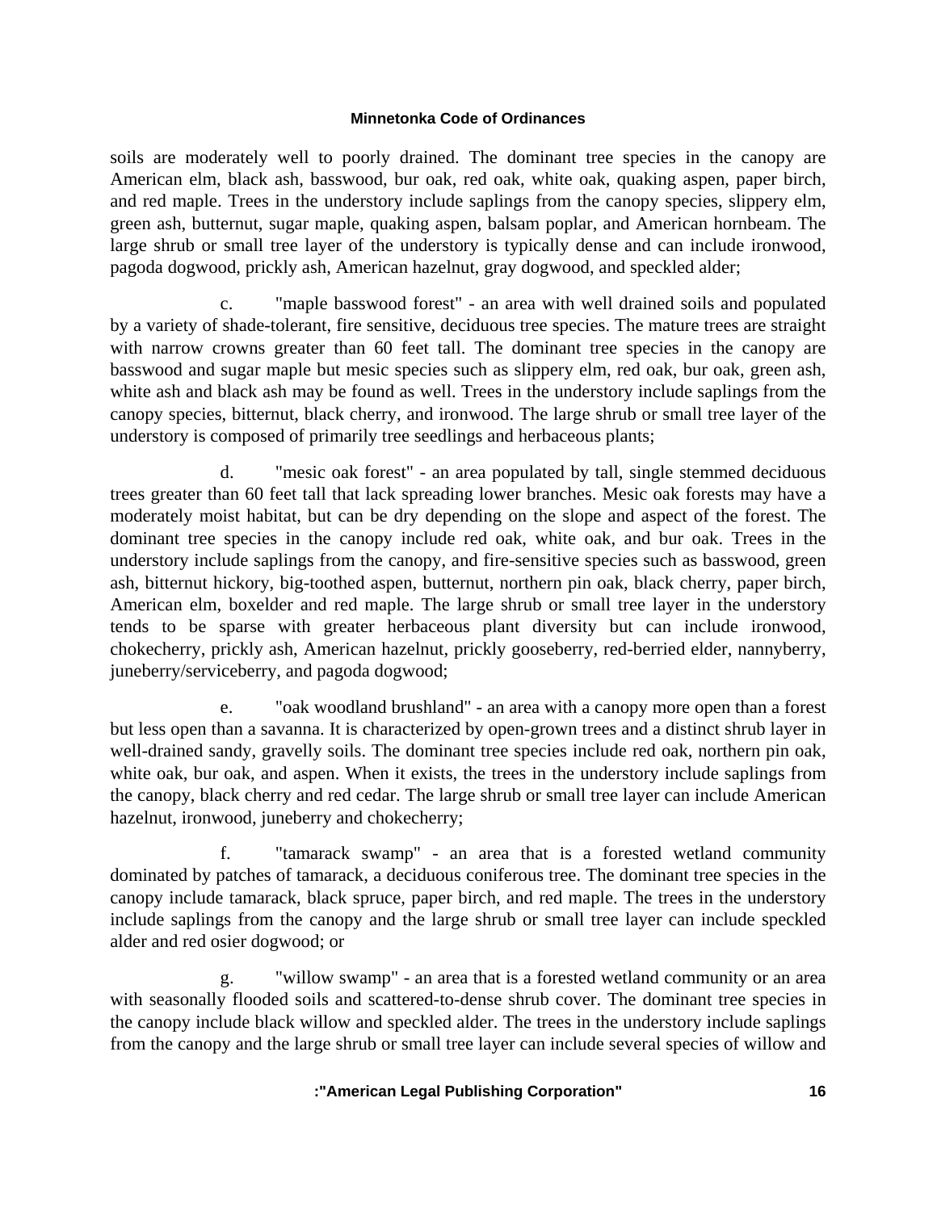soils are moderately well to poorly drained. The dominant tree species in the canopy are American elm, black ash, basswood, bur oak, red oak, white oak, quaking aspen, paper birch, and red maple. Trees in the understory include saplings from the canopy species, slippery elm, green ash, butternut, sugar maple, quaking aspen, balsam poplar, and American hornbeam. The large shrub or small tree layer of the understory is typically dense and can include ironwood, pagoda dogwood, prickly ash, American hazelnut, gray dogwood, and speckled alder;

c. "maple basswood forest" - an area with well drained soils and populated by a variety of shade-tolerant, fire sensitive, deciduous tree species. The mature trees are straight with narrow crowns greater than 60 feet tall. The dominant tree species in the canopy are basswood and sugar maple but mesic species such as slippery elm, red oak, bur oak, green ash, white ash and black ash may be found as well. Trees in the understory include saplings from the canopy species, bitternut, black cherry, and ironwood. The large shrub or small tree layer of the understory is composed of primarily tree seedlings and herbaceous plants;

d. "mesic oak forest" - an area populated by tall, single stemmed deciduous trees greater than 60 feet tall that lack spreading lower branches. Mesic oak forests may have a moderately moist habitat, but can be dry depending on the slope and aspect of the forest. The dominant tree species in the canopy include red oak, white oak, and bur oak. Trees in the understory include saplings from the canopy, and fire-sensitive species such as basswood, green ash, bitternut hickory, big-toothed aspen, butternut, northern pin oak, black cherry, paper birch, American elm, boxelder and red maple. The large shrub or small tree layer in the understory tends to be sparse with greater herbaceous plant diversity but can include ironwood, chokecherry, prickly ash, American hazelnut, prickly gooseberry, red-berried elder, nannyberry, juneberry/serviceberry, and pagoda dogwood;

e. "oak woodland brushland" - an area with a canopy more open than a forest but less open than a savanna. It is characterized by open-grown trees and a distinct shrub layer in well-drained sandy, gravelly soils. The dominant tree species include red oak, northern pin oak, white oak, bur oak, and aspen. When it exists, the trees in the understory include saplings from the canopy, black cherry and red cedar. The large shrub or small tree layer can include American hazelnut, ironwood, juneberry and chokecherry;

f. "tamarack swamp" - an area that is a forested wetland community dominated by patches of tamarack, a deciduous coniferous tree. The dominant tree species in the canopy include tamarack, black spruce, paper birch, and red maple. The trees in the understory include saplings from the canopy and the large shrub or small tree layer can include speckled alder and red osier dogwood; or

g. "willow swamp" - an area that is a forested wetland community or an area with seasonally flooded soils and scattered-to-dense shrub cover. The dominant tree species in the canopy include black willow and speckled alder. The trees in the understory include saplings from the canopy and the large shrub or small tree layer can include several species of willow and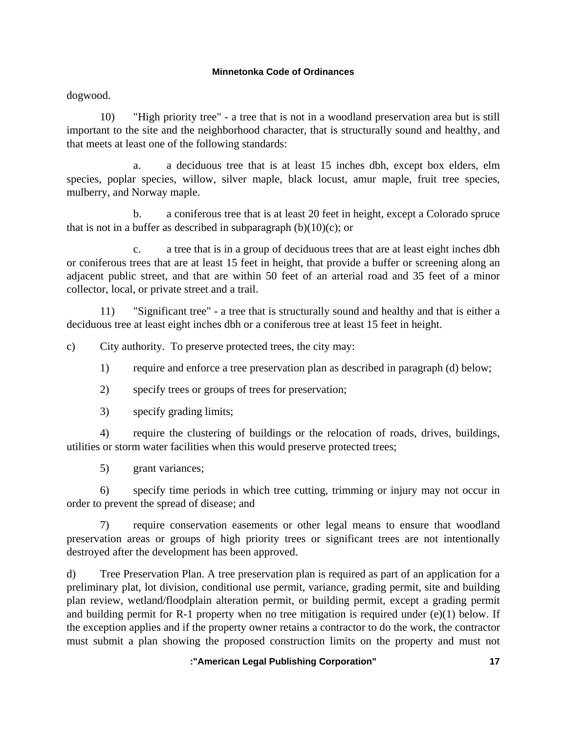dogwood.

10) "High priority tree" - a tree that is not in a woodland preservation area but is still important to the site and the neighborhood character, that is structurally sound and healthy, and that meets at least one of the following standards:

a. a deciduous tree that is at least 15 inches dbh, except box elders, elm species, poplar species, willow, silver maple, black locust, amur maple, fruit tree species, mulberry, and Norway maple.

b. a coniferous tree that is at least 20 feet in height, except a Colorado spruce that is not in a buffer as described in subparagraph (b)(10)(c); or

c. a tree that is in a group of deciduous trees that are at least eight inches dbh or coniferous trees that are at least 15 feet in height, that provide a buffer or screening along an adjacent public street, and that are within 50 feet of an arterial road and 35 feet of a minor collector, local, or private street and a trail.

11) "Significant tree" - a tree that is structurally sound and healthy and that is either a deciduous tree at least eight inches dbh or a coniferous tree at least 15 feet in height.

c) City authority. To preserve protected trees, the city may:

1) require and enforce a tree preservation plan as described in paragraph (d) below;

2) specify trees or groups of trees for preservation;

3) specify grading limits;

4) require the clustering of buildings or the relocation of roads, drives, buildings, utilities or storm water facilities when this would preserve protected trees;

5) grant variances;

6) specify time periods in which tree cutting, trimming or injury may not occur in order to prevent the spread of disease; and

7) require conservation easements or other legal means to ensure that woodland preservation areas or groups of high priority trees or significant trees are not intentionally destroyed after the development has been approved.

d) Tree Preservation Plan. A tree preservation plan is required as part of an application for a preliminary plat, lot division, conditional use permit, variance, grading permit, site and building plan review, wetland/floodplain alteration permit, or building permit, except a grading permit and building permit for R-1 property when no tree mitigation is required under (e)(1) below. If the exception applies and if the property owner retains a contractor to do the work, the contractor must submit a plan showing the proposed construction limits on the property and must not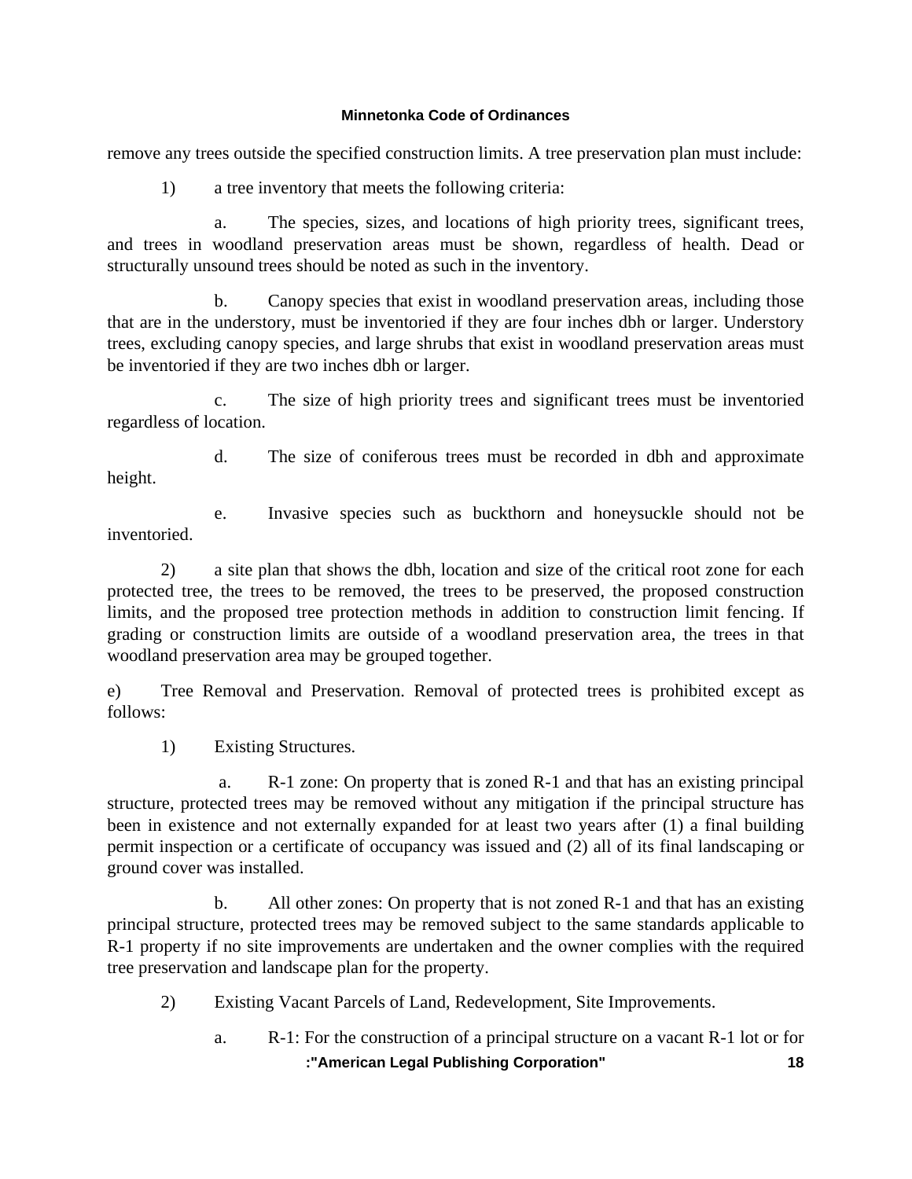remove any trees outside the specified construction limits. A tree preservation plan must include:

1) a tree inventory that meets the following criteria:

a. The species, sizes, and locations of high priority trees, significant trees, and trees in woodland preservation areas must be shown, regardless of health. Dead or structurally unsound trees should be noted as such in the inventory.

b. Canopy species that exist in woodland preservation areas, including those that are in the understory, must be inventoried if they are four inches dbh or larger. Understory trees, excluding canopy species, and large shrubs that exist in woodland preservation areas must be inventoried if they are two inches dbh or larger.

c. The size of high priority trees and significant trees must be inventoried regardless of location.

d. The size of coniferous trees must be recorded in dbh and approximate height.

e. Invasive species such as buckthorn and honeysuckle should not be inventoried.

2) a site plan that shows the dbh, location and size of the critical root zone for each protected tree, the trees to be removed, the trees to be preserved, the proposed construction limits, and the proposed tree protection methods in addition to construction limit fencing. If grading or construction limits are outside of a woodland preservation area, the trees in that woodland preservation area may be grouped together.

e) Tree Removal and Preservation. Removal of protected trees is prohibited except as follows:

1) Existing Structures.

a. R-1 zone: On property that is zoned R-1 and that has an existing principal structure, protected trees may be removed without any mitigation if the principal structure has been in existence and not externally expanded for at least two years after (1) a final building permit inspection or a certificate of occupancy was issued and (2) all of its final landscaping or ground cover was installed.

b. All other zones: On property that is not zoned R-1 and that has an existing principal structure, protected trees may be removed subject to the same standards applicable to R-1 property if no site improvements are undertaken and the owner complies with the required tree preservation and landscape plan for the property.

2) Existing Vacant Parcels of Land, Redevelopment, Site Improvements.

a. R-1: For the construction of a principal structure on a vacant R-1 lot or for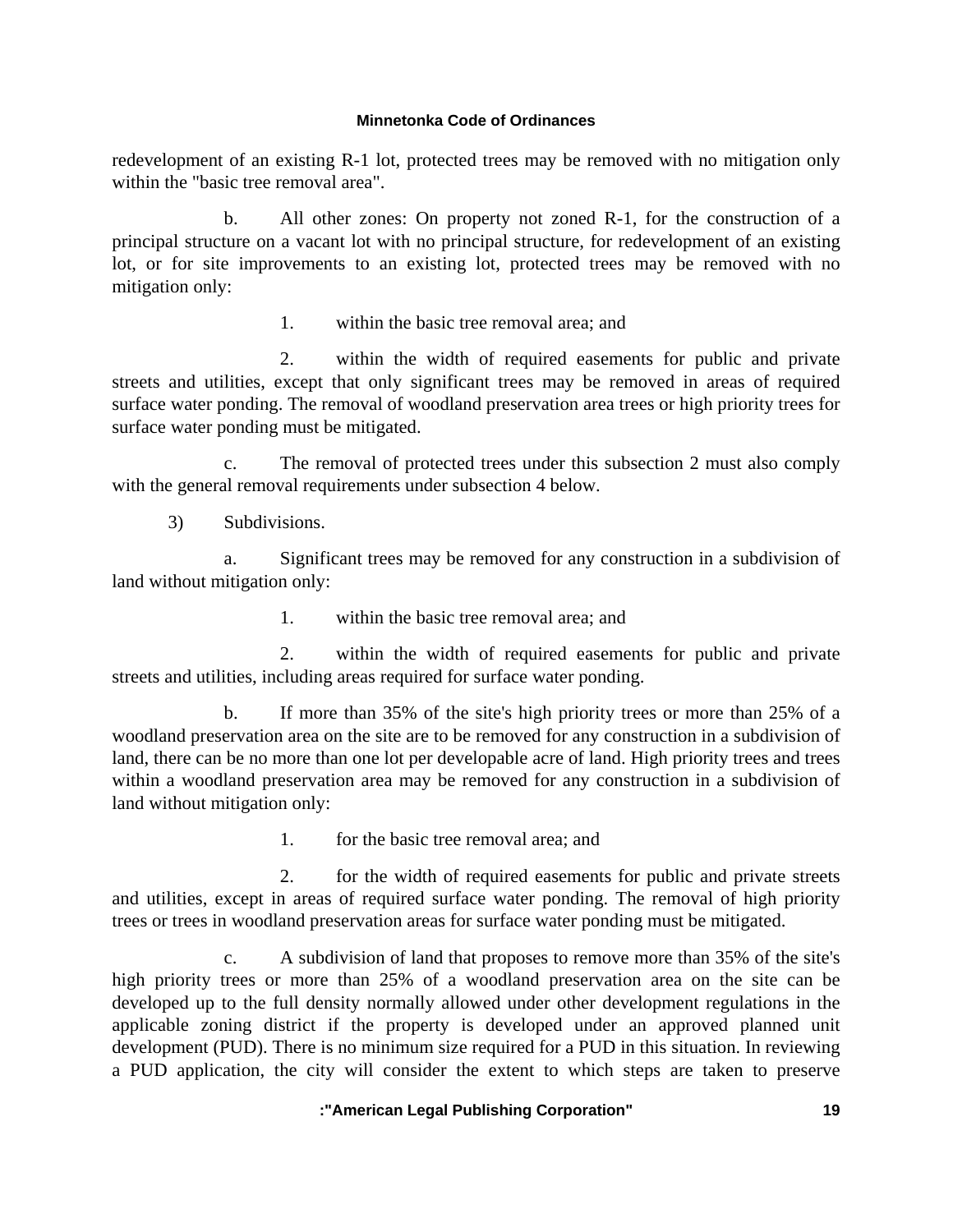redevelopment of an existing R-1 lot, protected trees may be removed with no mitigation only within the "basic tree removal area".

b. All other zones: On property not zoned R-1, for the construction of a principal structure on a vacant lot with no principal structure, for redevelopment of an existing lot, or for site improvements to an existing lot, protected trees may be removed with no mitigation only:

1. within the basic tree removal area; and

2. within the width of required easements for public and private streets and utilities, except that only significant trees may be removed in areas of required surface water ponding. The removal of woodland preservation area trees or high priority trees for surface water ponding must be mitigated.

c. The removal of protected trees under this subsection 2 must also comply with the general removal requirements under subsection 4 below.

3) Subdivisions.

a. Significant trees may be removed for any construction in a subdivision of land without mitigation only:

1. within the basic tree removal area; and

2. within the width of required easements for public and private streets and utilities, including areas required for surface water ponding.

b. If more than 35% of the site's high priority trees or more than 25% of a woodland preservation area on the site are to be removed for any construction in a subdivision of land, there can be no more than one lot per developable acre of land. High priority trees and trees within a woodland preservation area may be removed for any construction in a subdivision of land without mitigation only:

1. for the basic tree removal area; and

2. for the width of required easements for public and private streets and utilities, except in areas of required surface water ponding. The removal of high priority trees or trees in woodland preservation areas for surface water ponding must be mitigated.

c. A subdivision of land that proposes to remove more than 35% of the site's high priority trees or more than 25% of a woodland preservation area on the site can be developed up to the full density normally allowed under other development regulations in the applicable zoning district if the property is developed under an approved planned unit development (PUD). There is no minimum size required for a PUD in this situation. In reviewing a PUD application, the city will consider the extent to which steps are taken to preserve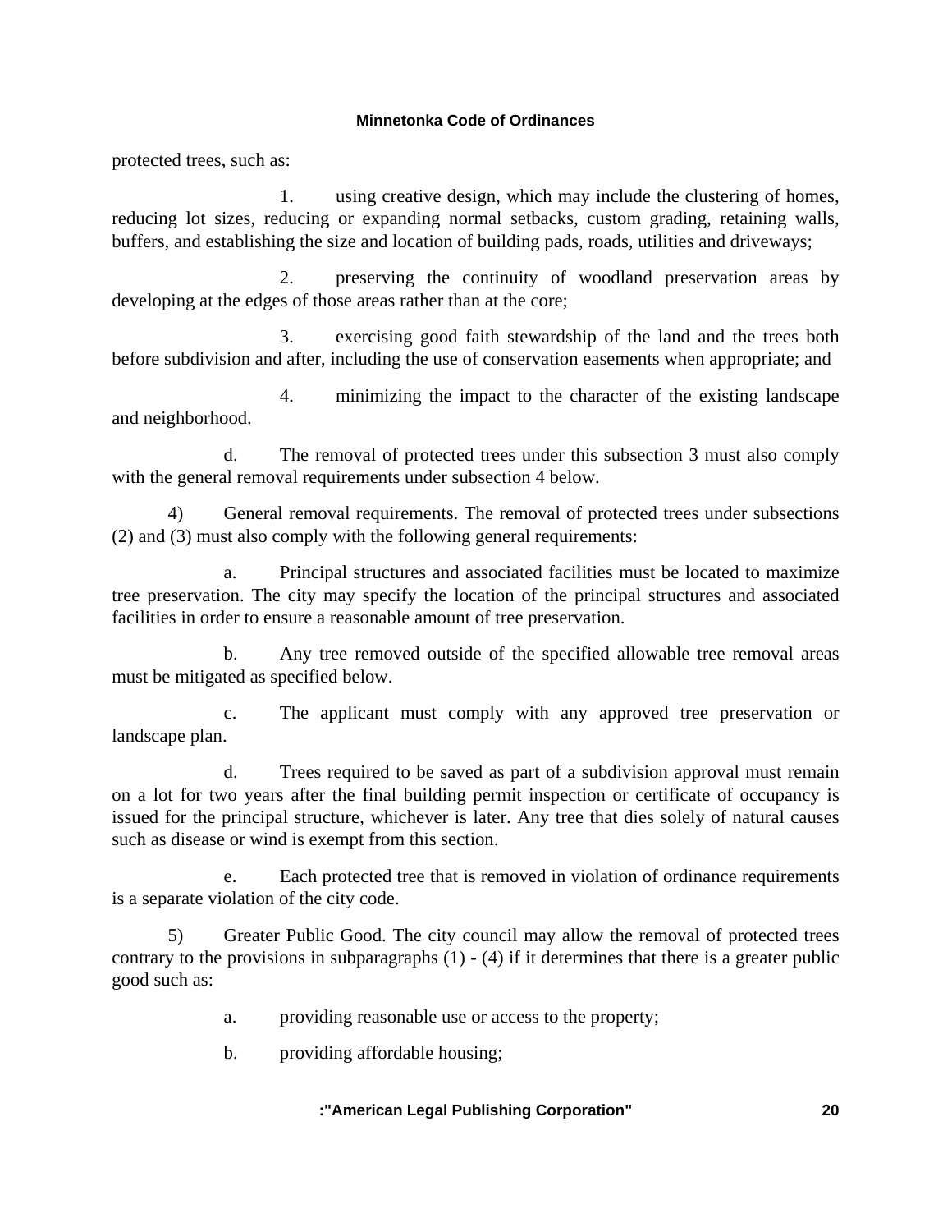protected trees, such as:

1. using creative design, which may include the clustering of homes, reducing lot sizes, reducing or expanding normal setbacks, custom grading, retaining walls, buffers, and establishing the size and location of building pads, roads, utilities and driveways;

2. preserving the continuity of woodland preservation areas by developing at the edges of those areas rather than at the core;

3. exercising good faith stewardship of the land and the trees both before subdivision and after, including the use of conservation easements when appropriate; and

4. minimizing the impact to the character of the existing landscape and neighborhood.

d. The removal of protected trees under this subsection 3 must also comply with the general removal requirements under subsection 4 below.

4) General removal requirements. The removal of protected trees under subsections (2) and (3) must also comply with the following general requirements:

a. Principal structures and associated facilities must be located to maximize tree preservation. The city may specify the location of the principal structures and associated facilities in order to ensure a reasonable amount of tree preservation.

b. Any tree removed outside of the specified allowable tree removal areas must be mitigated as specified below.

c. The applicant must comply with any approved tree preservation or landscape plan.

d. Trees required to be saved as part of a subdivision approval must remain on a lot for two years after the final building permit inspection or certificate of occupancy is issued for the principal structure, whichever is later. Any tree that dies solely of natural causes such as disease or wind is exempt from this section.

e. Each protected tree that is removed in violation of ordinance requirements is a separate violation of the city code.

5) Greater Public Good. The city council may allow the removal of protected trees contrary to the provisions in subparagraphs (1) - (4) if it determines that there is a greater public good such as:

a. providing reasonable use or access to the property;

b. providing affordable housing;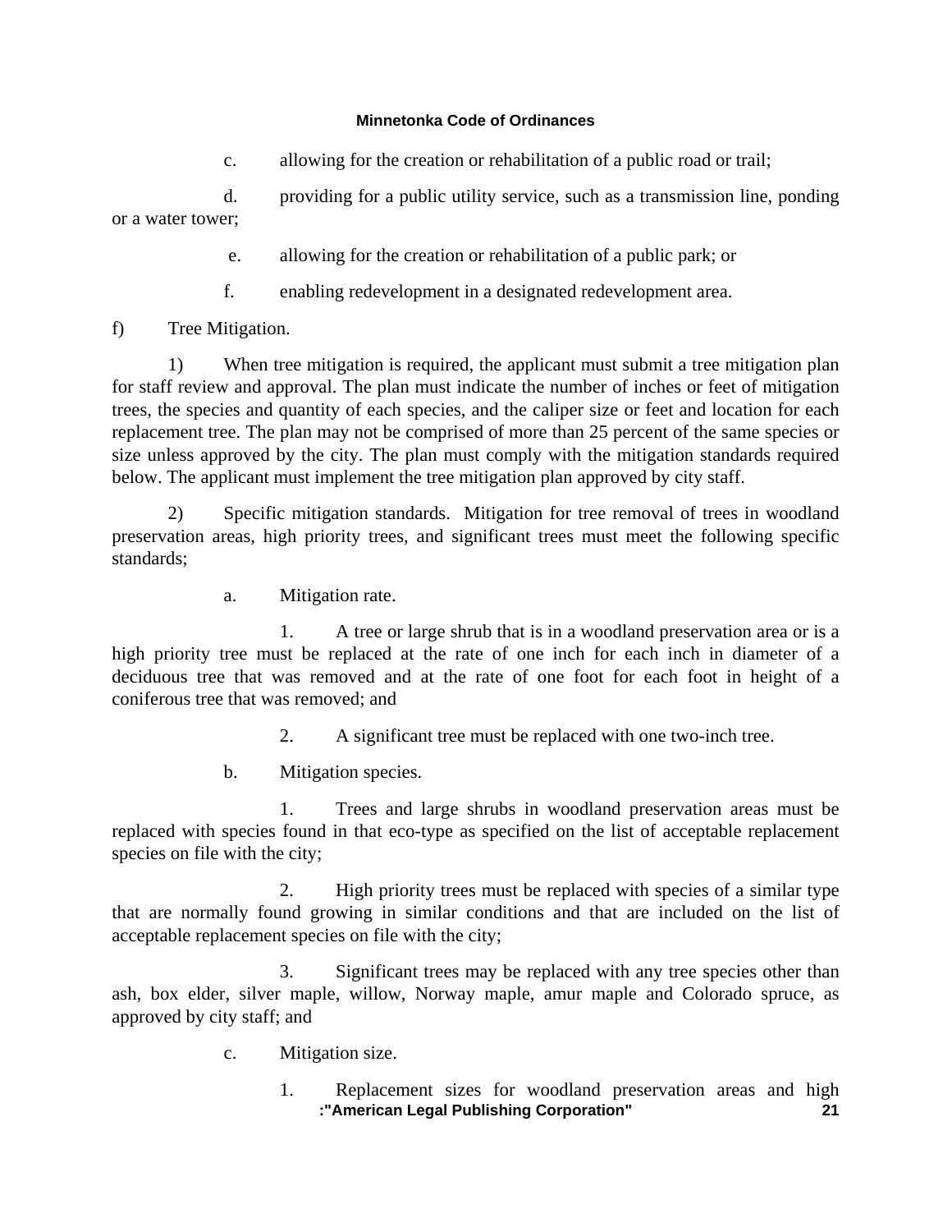c. allowing for the creation or rehabilitation of a public road or trail;

d. providing for a public utility service, such as a transmission line, ponding or a water tower;

e. allowing for the creation or rehabilitation of a public park; or

f. enabling redevelopment in a designated redevelopment area.

f) Tree Mitigation.

1) When tree mitigation is required, the applicant must submit a tree mitigation plan for staff review and approval. The plan must indicate the number of inches or feet of mitigation trees, the species and quantity of each species, and the caliper size or feet and location for each replacement tree. The plan may not be comprised of more than 25 percent of the same species or size unless approved by the city. The plan must comply with the mitigation standards required below. The applicant must implement the tree mitigation plan approved by city staff.

2) Specific mitigation standards. Mitigation for tree removal of trees in woodland preservation areas, high priority trees, and significant trees must meet the following specific standards;

a. Mitigation rate.

1. A tree or large shrub that is in a woodland preservation area or is a high priority tree must be replaced at the rate of one inch for each inch in diameter of a deciduous tree that was removed and at the rate of one foot for each foot in height of a coniferous tree that was removed; and

2. A significant tree must be replaced with one two-inch tree.

b. Mitigation species.

1. Trees and large shrubs in woodland preservation areas must be replaced with species found in that eco-type as specified on the list of acceptable replacement species on file with the city;

2. High priority trees must be replaced with species of a similar type that are normally found growing in similar conditions and that are included on the list of acceptable replacement species on file with the city;

3. Significant trees may be replaced with any tree species other than ash, box elder, silver maple, willow, Norway maple, amur maple and Colorado spruce, as approved by city staff; and

c. Mitigation size.

1. Replacement sizes for woodland preservation areas and high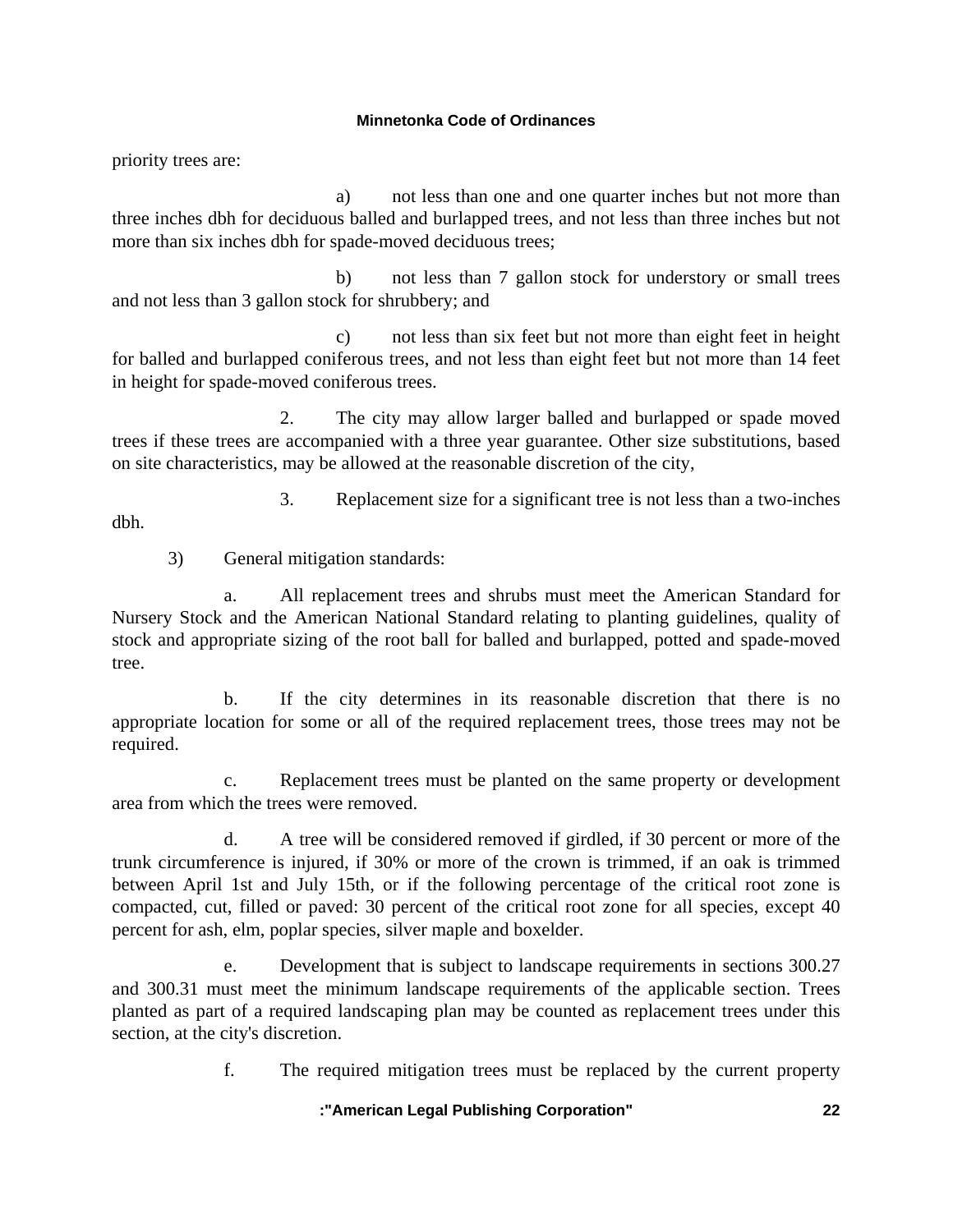priority trees are:

a) not less than one and one quarter inches but not more than three inches dbh for deciduous balled and burlapped trees, and not less than three inches but not more than six inches dbh for spade-moved deciduous trees;

b) not less than 7 gallon stock for understory or small trees and not less than 3 gallon stock for shrubbery; and

c) not less than six feet but not more than eight feet in height for balled and burlapped coniferous trees, and not less than eight feet but not more than 14 feet in height for spade-moved coniferous trees.

2. The city may allow larger balled and burlapped or spade moved trees if these trees are accompanied with a three year guarantee. Other size substitutions, based on site characteristics, may be allowed at the reasonable discretion of the city,

3. Replacement size for a significant tree is not less than a two-inches dbh.

3) General mitigation standards:

a. All replacement trees and shrubs must meet the American Standard for Nursery Stock and the American National Standard relating to planting guidelines, quality of stock and appropriate sizing of the root ball for balled and burlapped, potted and spade-moved tree.

b. If the city determines in its reasonable discretion that there is no appropriate location for some or all of the required replacement trees, those trees may not be required.

c. Replacement trees must be planted on the same property or development area from which the trees were removed.

d. A tree will be considered removed if girdled, if 30 percent or more of the trunk circumference is injured, if 30% or more of the crown is trimmed, if an oak is trimmed between April 1st and July 15th, or if the following percentage of the critical root zone is compacted, cut, filled or paved: 30 percent of the critical root zone for all species, except 40 percent for ash, elm, poplar species, silver maple and boxelder.

e. Development that is subject to landscape requirements in sections 300.27 and 300.31 must meet the minimum landscape requirements of the applicable section. Trees planted as part of a required landscaping plan may be counted as replacement trees under this section, at the city's discretion.

f. The required mitigation trees must be replaced by the current property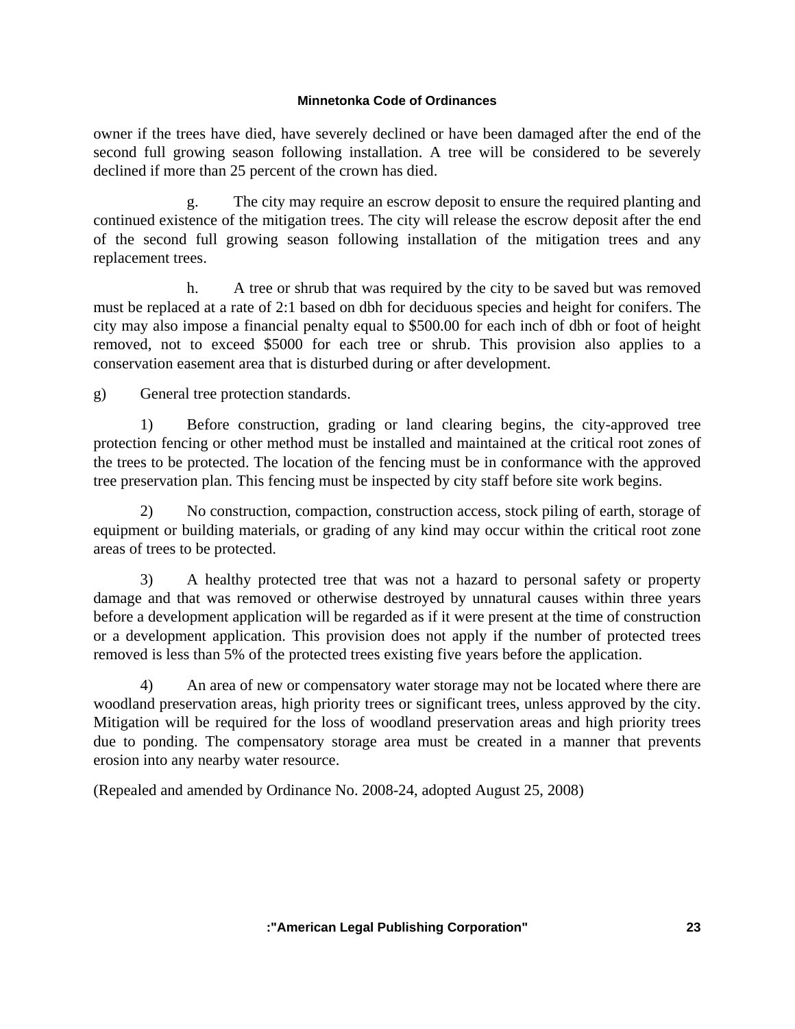owner if the trees have died, have severely declined or have been damaged after the end of the second full growing season following installation. A tree will be considered to be severely declined if more than 25 percent of the crown has died.

g. The city may require an escrow deposit to ensure the required planting and continued existence of the mitigation trees. The city will release the escrow deposit after the end of the second full growing season following installation of the mitigation trees and any replacement trees.

h. A tree or shrub that was required by the city to be saved but was removed must be replaced at a rate of 2:1 based on dbh for deciduous species and height for conifers. The city may also impose a financial penalty equal to $500.00 for each inch of dbh or foot of height removed, not to exceed $5000 for each tree or shrub. This provision also applies to a conservation easement area that is disturbed during or after development.

g) General tree protection standards.

1) Before construction, grading or land clearing begins, the city-approved tree protection fencing or other method must be installed and maintained at the critical root zones of the trees to be protected. The location of the fencing must be in conformance with the approved tree preservation plan. This fencing must be inspected by city staff before site work begins.

2) No construction, compaction, construction access, stock piling of earth, storage of equipment or building materials, or grading of any kind may occur within the critical root zone areas of trees to be protected.

3) A healthy protected tree that was not a hazard to personal safety or property damage and that was removed or otherwise destroyed by unnatural causes within three years before a development application will be regarded as if it were present at the time of construction or a development application. This provision does not apply if the number of protected trees removed is less than 5% of the protected trees existing five years before the application.

4) An area of new or compensatory water storage may not be located where there are woodland preservation areas, high priority trees or significant trees, unless approved by the city. Mitigation will be required for the loss of woodland preservation areas and high priority trees due to ponding. The compensatory storage area must be created in a manner that prevents erosion into any nearby water resource.

(Repealed and amended by Ordinance No. 2008-24, adopted August 25, 2008)